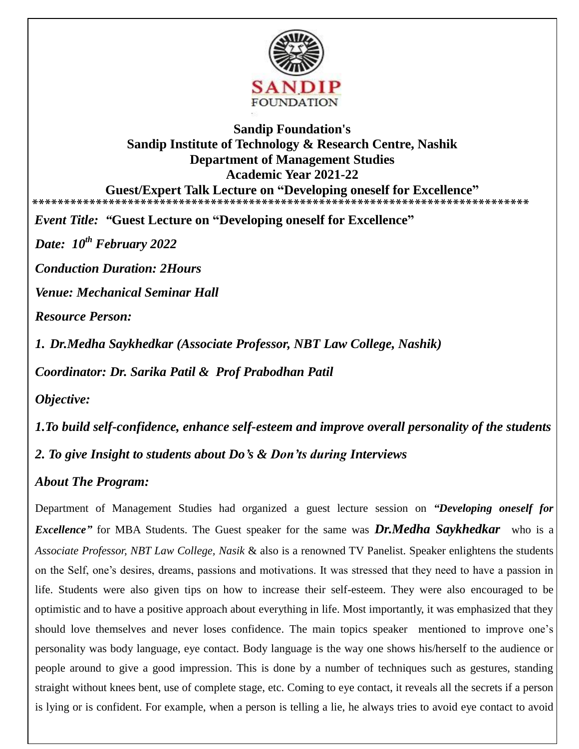**Sandip Foundation's**
**Sandip Institute of Technology & Research Centre, Nashik**
**Department of Management Studies**
**Academic Year 2021-22**
**Guest/Expert Talk Lecture on "Developing oneself for Excellence"**

*******************************************************************************

*Event Title:* **"Guest Lecture on "Developing oneself for Excellence"**

***Date: 10th February 2022***

***Conduction Duration: 2Hours***

***Venue: Mechanical Seminar Hall***

***Resource Person:***

***1. Dr.Medha Saykhedkar (Associate Professor, NBT Law College, Nashik)***

***Coordinator: Dr. Sarika Patil & Prof Prabodhan Patil***

***Objective:***

***1.To build self-confidence, enhance self-esteem and improve overall personality of the students***

***2. To give Insight to students about Do's & Don'ts during Interviews***

***About The Program:***

Department of Management Studies had organized a guest lecture session on ***"Developing oneself for Excellence"*** for MBA Students. The Guest speaker for the same was ***Dr.Medha Saykhedkar*** who is a *Associate Professor, NBT Law College, Nasik* & also is a renowned TV Panelist. Speaker enlightens the students on the Self, one's desires, dreams, passions and motivations. It was stressed that they need to have a passion in life. Students were also given tips on how to increase their self-esteem. They were also encouraged to be optimistic and to have a positive approach about everything in life. Most importantly, it was emphasized that they should love themselves and never loses confidence. The main topics speaker mentioned to improve one's personality was body language, eye contact. Body language is the way one shows his/herself to the audience or people around to give a good impression. This is done by a number of techniques such as gestures, standing straight without knees bent, use of complete stage, etc. Coming to eye contact, it reveals all the secrets if a person is lying or is confident. For example, when a person is telling a lie, he always tries to avoid eye contact to avoid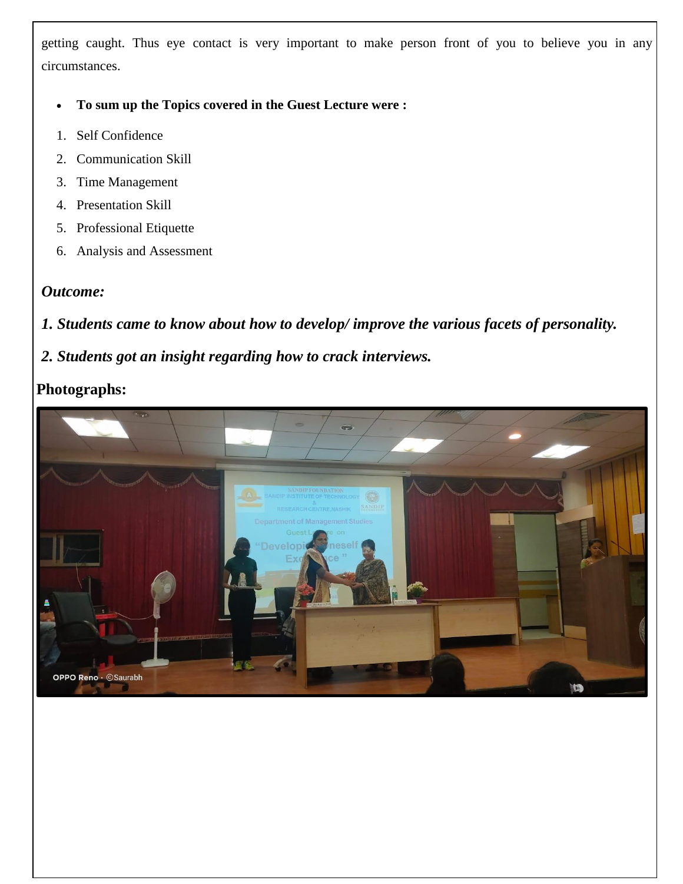getting caught. Thus eye contact is very important to make person front of you to believe you in any circumstances.

- **To sum up the Topics covered in the Guest Lecture were :**

1. Self Confidence
2. Communication Skill
3. Time Management
4. Presentation Skill
5. Professional Etiquette
6. Analysis and Assessment

***Outcome:***

***1. Students came to know about how to develop/ improve the various facets of personality.***

***2. Students got an insight regarding how to crack interviews.***

**Photographs:**